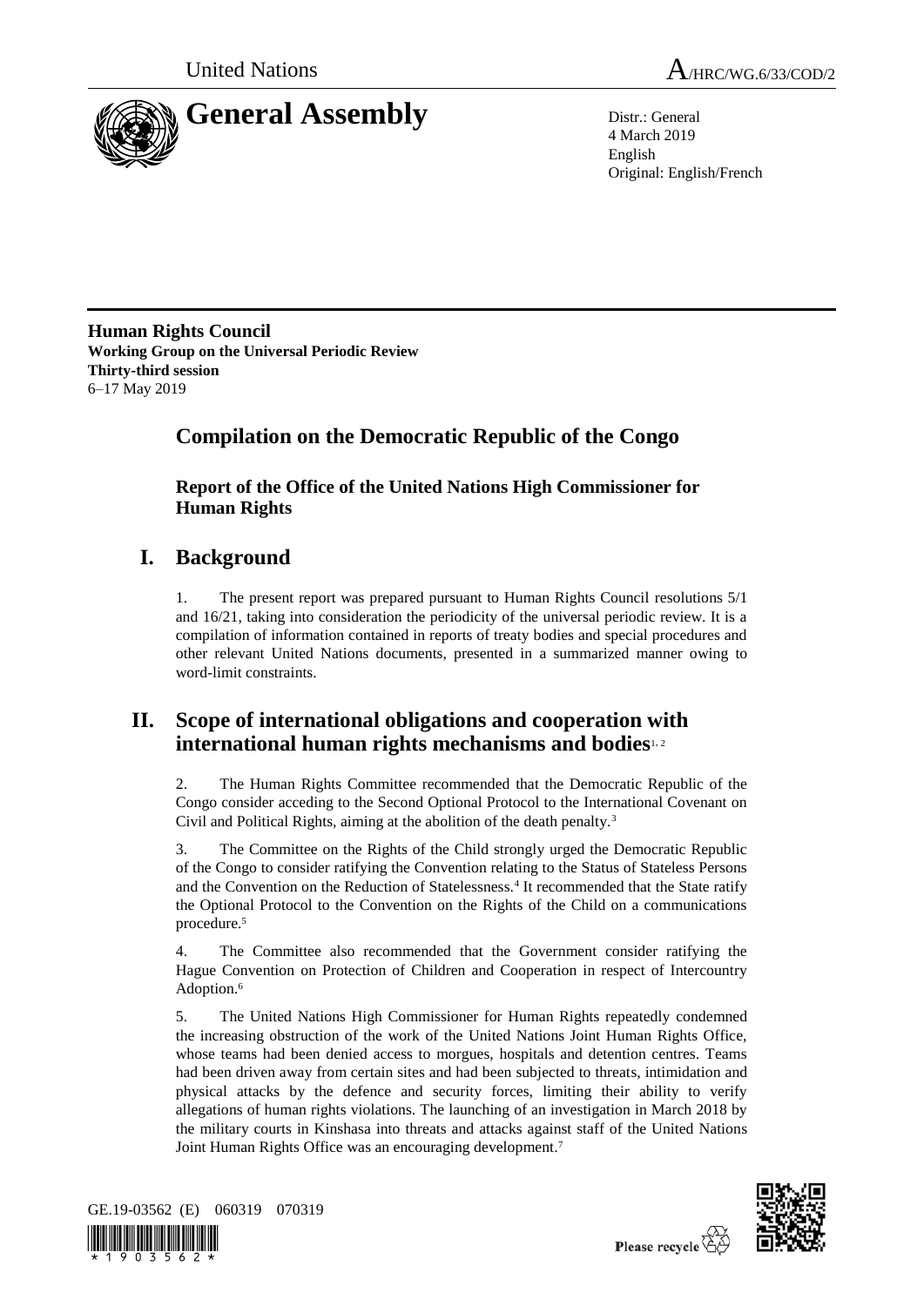United Nations

# A/HRC/WG.6/33/COD/2

# General Assembly

Distr.: General
4 March 2019
English
Original: English/French

**Human Rights Council**
**Working Group on the Universal Periodic Review**
**Thirty-third session**
6–17 May 2019

## Compilation on the Democratic Republic of the Congo

### Report of the Office of the United Nations High Commissioner for Human Rights

## I. Background

1. The present report was prepared pursuant to Human Rights Council resolutions 5/1 and 16/21, taking into consideration the periodicity of the universal periodic review. It is a compilation of information contained in reports of treaty bodies and special procedures and other relevant United Nations documents, presented in a summarized manner owing to word-limit constraints.

## II. Scope of international obligations and cooperation with international human rights mechanisms and bodies[1, 2]

2. The Human Rights Committee recommended that the Democratic Republic of the Congo consider acceding to the Second Optional Protocol to the International Covenant on Civil and Political Rights, aiming at the abolition of the death penalty.[3]

3. The Committee on the Rights of the Child strongly urged the Democratic Republic of the Congo to consider ratifying the Convention relating to the Status of Stateless Persons and the Convention on the Reduction of Statelessness.[4] It recommended that the State ratify the Optional Protocol to the Convention on the Rights of the Child on a communications procedure.[5]

4. The Committee also recommended that the Government consider ratifying the Hague Convention on Protection of Children and Cooperation in respect of Intercountry Adoption.[6]

5. The United Nations High Commissioner for Human Rights repeatedly condemned the increasing obstruction of the work of the United Nations Joint Human Rights Office, whose teams had been denied access to morgues, hospitals and detention centres. Teams had been driven away from certain sites and had been subjected to threats, intimidation and physical attacks by the defence and security forces, limiting their ability to verify allegations of human rights violations. The launching of an investigation in March 2018 by the military courts in Kinshasa into threats and attacks against staff of the United Nations Joint Human Rights Office was an encouraging development.[7]

GE.19-03562 (E) 060319 070319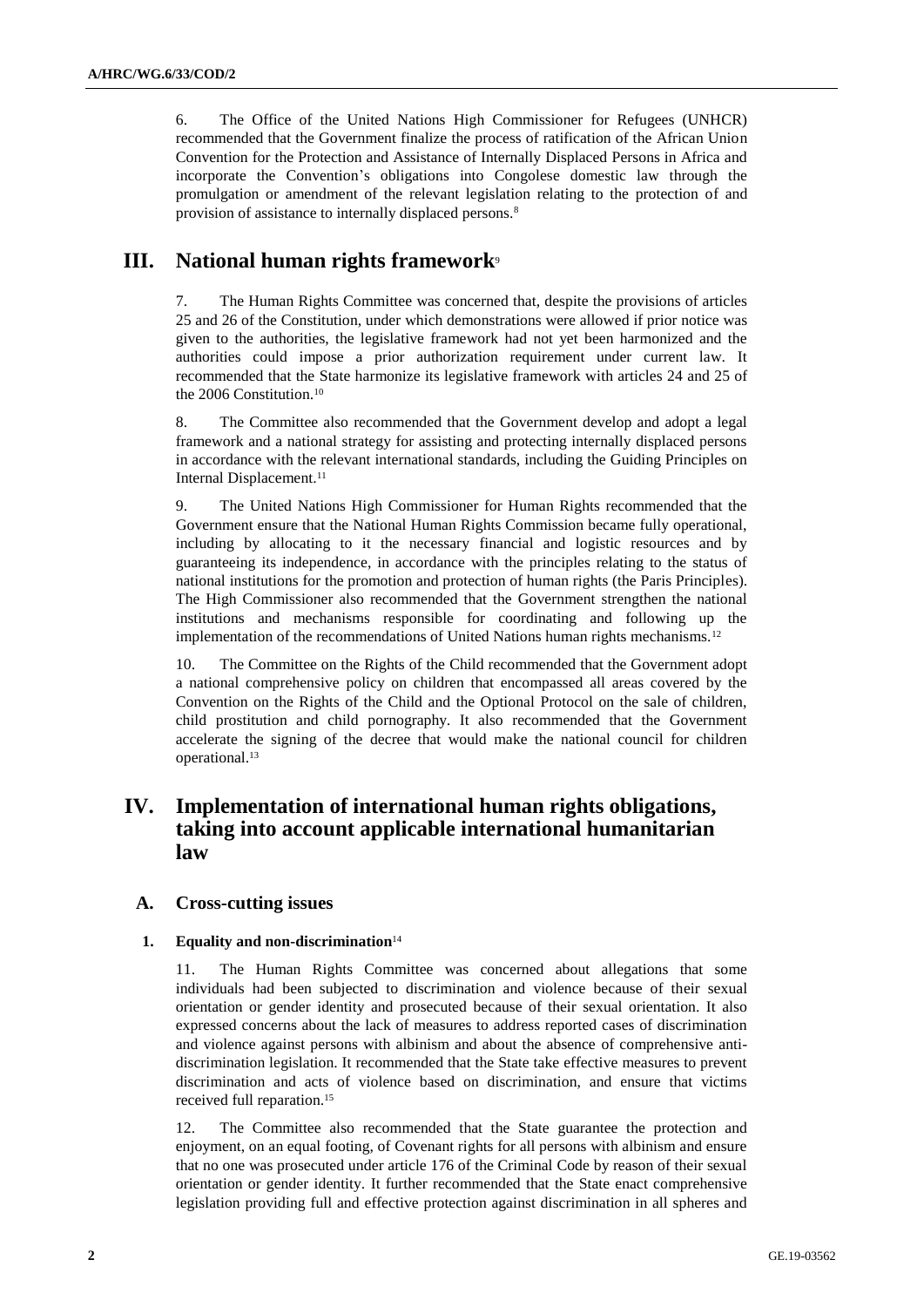6. The Office of the United Nations High Commissioner for Refugees (UNHCR) recommended that the Government finalize the process of ratification of the African Union Convention for the Protection and Assistance of Internally Displaced Persons in Africa and incorporate the Convention's obligations into Congolese domestic law through the promulgation or amendment of the relevant legislation relating to the protection of and provision of assistance to internally displaced persons.[8]

# III. National human rights framework[9]

7. The Human Rights Committee was concerned that, despite the provisions of articles 25 and 26 of the Constitution, under which demonstrations were allowed if prior notice was given to the authorities, the legislative framework had not yet been harmonized and the authorities could impose a prior authorization requirement under current law. It recommended that the State harmonize its legislative framework with articles 24 and 25 of the 2006 Constitution.[10]

8. The Committee also recommended that the Government develop and adopt a legal framework and a national strategy for assisting and protecting internally displaced persons in accordance with the relevant international standards, including the Guiding Principles on Internal Displacement.[11]

9. The United Nations High Commissioner for Human Rights recommended that the Government ensure that the National Human Rights Commission became fully operational, including by allocating to it the necessary financial and logistic resources and by guaranteeing its independence, in accordance with the principles relating to the status of national institutions for the promotion and protection of human rights (the Paris Principles). The High Commissioner also recommended that the Government strengthen the national institutions and mechanisms responsible for coordinating and following up the implementation of the recommendations of United Nations human rights mechanisms.[12]

10. The Committee on the Rights of the Child recommended that the Government adopt a national comprehensive policy on children that encompassed all areas covered by the Convention on the Rights of the Child and the Optional Protocol on the sale of children, child prostitution and child pornography. It also recommended that the Government accelerate the signing of the decree that would make the national council for children operational.[13]

# IV. Implementation of international human rights obligations, taking into account applicable international humanitarian law

## A. Cross-cutting issues

### 1. Equality and non-discrimination[14]

11. The Human Rights Committee was concerned about allegations that some individuals had been subjected to discrimination and violence because of their sexual orientation or gender identity and prosecuted because of their sexual orientation. It also expressed concerns about the lack of measures to address reported cases of discrimination and violence against persons with albinism and about the absence of comprehensive anti-discrimination legislation. It recommended that the State take effective measures to prevent discrimination and acts of violence based on discrimination, and ensure that victims received full reparation.[15]

12. The Committee also recommended that the State guarantee the protection and enjoyment, on an equal footing, of Covenant rights for all persons with albinism and ensure that no one was prosecuted under article 176 of the Criminal Code by reason of their sexual orientation or gender identity. It further recommended that the State enact comprehensive legislation providing full and effective protection against discrimination in all spheres and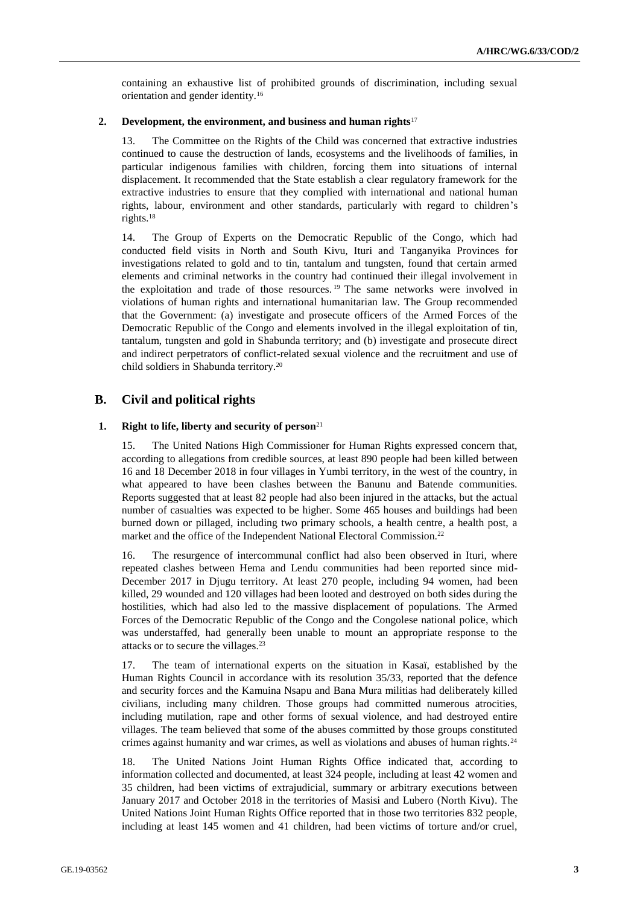containing an exhaustive list of prohibited grounds of discrimination, including sexual orientation and gender identity.[16]

#### 2. Development, the environment, and business and human rights[17]

13. The Committee on the Rights of the Child was concerned that extractive industries continued to cause the destruction of lands, ecosystems and the livelihoods of families, in particular indigenous families with children, forcing them into situations of internal displacement. It recommended that the State establish a clear regulatory framework for the extractive industries to ensure that they complied with international and national human rights, labour, environment and other standards, particularly with regard to children's rights.[18]

14. The Group of Experts on the Democratic Republic of the Congo, which had conducted field visits in North and South Kivu, Ituri and Tanganyika Provinces for investigations related to gold and to tin, tantalum and tungsten, found that certain armed elements and criminal networks in the country had continued their illegal involvement in the exploitation and trade of those resources.[19] The same networks were involved in violations of human rights and international humanitarian law. The Group recommended that the Government: (a) investigate and prosecute officers of the Armed Forces of the Democratic Republic of the Congo and elements involved in the illegal exploitation of tin, tantalum, tungsten and gold in Shabunda territory; and (b) investigate and prosecute direct and indirect perpetrators of conflict-related sexual violence and the recruitment and use of child soldiers in Shabunda territory.[20]

### B. Civil and political rights

#### 1. Right to life, liberty and security of person[21]

15. The United Nations High Commissioner for Human Rights expressed concern that, according to allegations from credible sources, at least 890 people had been killed between 16 and 18 December 2018 in four villages in Yumbi territory, in the west of the country, in what appeared to have been clashes between the Banunu and Batende communities. Reports suggested that at least 82 people had also been injured in the attacks, but the actual number of casualties was expected to be higher. Some 465 houses and buildings had been burned down or pillaged, including two primary schools, a health centre, a health post, a market and the office of the Independent National Electoral Commission.[22]

16. The resurgence of intercommunal conflict had also been observed in Ituri, where repeated clashes between Hema and Lendu communities had been reported since mid-December 2017 in Djugu territory. At least 270 people, including 94 women, had been killed, 29 wounded and 120 villages had been looted and destroyed on both sides during the hostilities, which had also led to the massive displacement of populations. The Armed Forces of the Democratic Republic of the Congo and the Congolese national police, which was understaffed, had generally been unable to mount an appropriate response to the attacks or to secure the villages.[23]

17. The team of international experts on the situation in Kasaï, established by the Human Rights Council in accordance with its resolution 35/33, reported that the defence and security forces and the Kamuina Nsapu and Bana Mura militias had deliberately killed civilians, including many children. Those groups had committed numerous atrocities, including mutilation, rape and other forms of sexual violence, and had destroyed entire villages. The team believed that some of the abuses committed by those groups constituted crimes against humanity and war crimes, as well as violations and abuses of human rights.[24]

18. The United Nations Joint Human Rights Office indicated that, according to information collected and documented, at least 324 people, including at least 42 women and 35 children, had been victims of extrajudicial, summary or arbitrary executions between January 2017 and October 2018 in the territories of Masisi and Lubero (North Kivu). The United Nations Joint Human Rights Office reported that in those two territories 832 people, including at least 145 women and 41 children, had been victims of torture and/or cruel,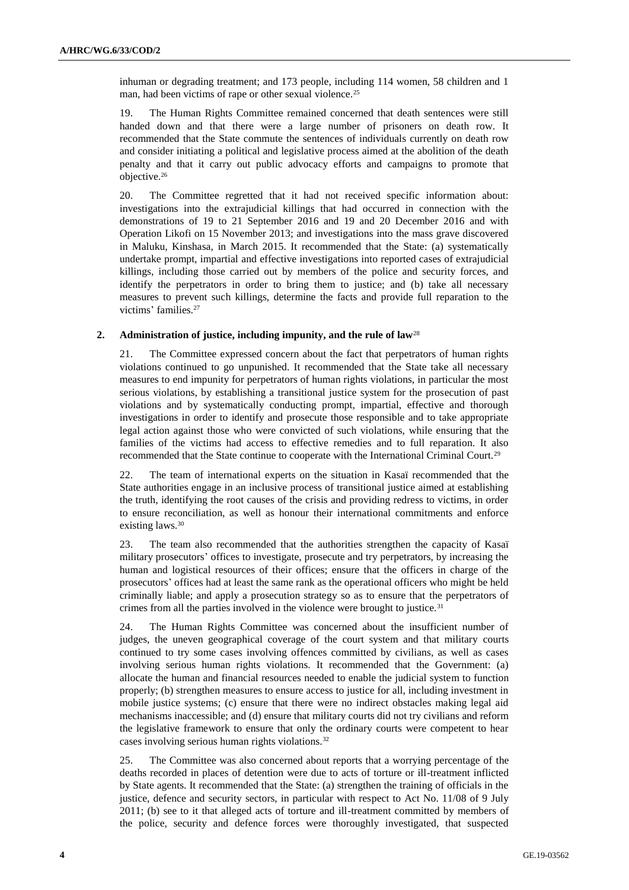inhuman or degrading treatment; and 173 people, including 114 women, 58 children and 1 man, had been victims of rape or other sexual violence.[25]

19. The Human Rights Committee remained concerned that death sentences were still handed down and that there were a large number of prisoners on death row. It recommended that the State commute the sentences of individuals currently on death row and consider initiating a political and legislative process aimed at the abolition of the death penalty and that it carry out public advocacy efforts and campaigns to promote that objective.[26]

20. The Committee regretted that it had not received specific information about: investigations into the extrajudicial killings that had occurred in connection with the demonstrations of 19 to 21 September 2016 and 19 and 20 December 2016 and with Operation Likofi on 15 November 2013; and investigations into the mass grave discovered in Maluku, Kinshasa, in March 2015. It recommended that the State: (a) systematically undertake prompt, impartial and effective investigations into reported cases of extrajudicial killings, including those carried out by members of the police and security forces, and identify the perpetrators in order to bring them to justice; and (b) take all necessary measures to prevent such killings, determine the facts and provide full reparation to the victims' families.[27]

### 2. Administration of justice, including impunity, and the rule of law[28]

21. The Committee expressed concern about the fact that perpetrators of human rights violations continued to go unpunished. It recommended that the State take all necessary measures to end impunity for perpetrators of human rights violations, in particular the most serious violations, by establishing a transitional justice system for the prosecution of past violations and by systematically conducting prompt, impartial, effective and thorough investigations in order to identify and prosecute those responsible and to take appropriate legal action against those who were convicted of such violations, while ensuring that the families of the victims had access to effective remedies and to full reparation. It also recommended that the State continue to cooperate with the International Criminal Court.[29]

22. The team of international experts on the situation in Kasaï recommended that the State authorities engage in an inclusive process of transitional justice aimed at establishing the truth, identifying the root causes of the crisis and providing redress to victims, in order to ensure reconciliation, as well as honour their international commitments and enforce existing laws.[30]

23. The team also recommended that the authorities strengthen the capacity of Kasaï military prosecutors' offices to investigate, prosecute and try perpetrators, by increasing the human and logistical resources of their offices; ensure that the officers in charge of the prosecutors' offices had at least the same rank as the operational officers who might be held criminally liable; and apply a prosecution strategy so as to ensure that the perpetrators of crimes from all the parties involved in the violence were brought to justice.[31]

24. The Human Rights Committee was concerned about the insufficient number of judges, the uneven geographical coverage of the court system and that military courts continued to try some cases involving offences committed by civilians, as well as cases involving serious human rights violations. It recommended that the Government: (a) allocate the human and financial resources needed to enable the judicial system to function properly; (b) strengthen measures to ensure access to justice for all, including investment in mobile justice systems; (c) ensure that there were no indirect obstacles making legal aid mechanisms inaccessible; and (d) ensure that military courts did not try civilians and reform the legislative framework to ensure that only the ordinary courts were competent to hear cases involving serious human rights violations.[32]

25. The Committee was also concerned about reports that a worrying percentage of the deaths recorded in places of detention were due to acts of torture or ill-treatment inflicted by State agents. It recommended that the State: (a) strengthen the training of officials in the justice, defence and security sectors, in particular with respect to Act No. 11/08 of 9 July 2011; (b) see to it that alleged acts of torture and ill-treatment committed by members of the police, security and defence forces were thoroughly investigated, that suspected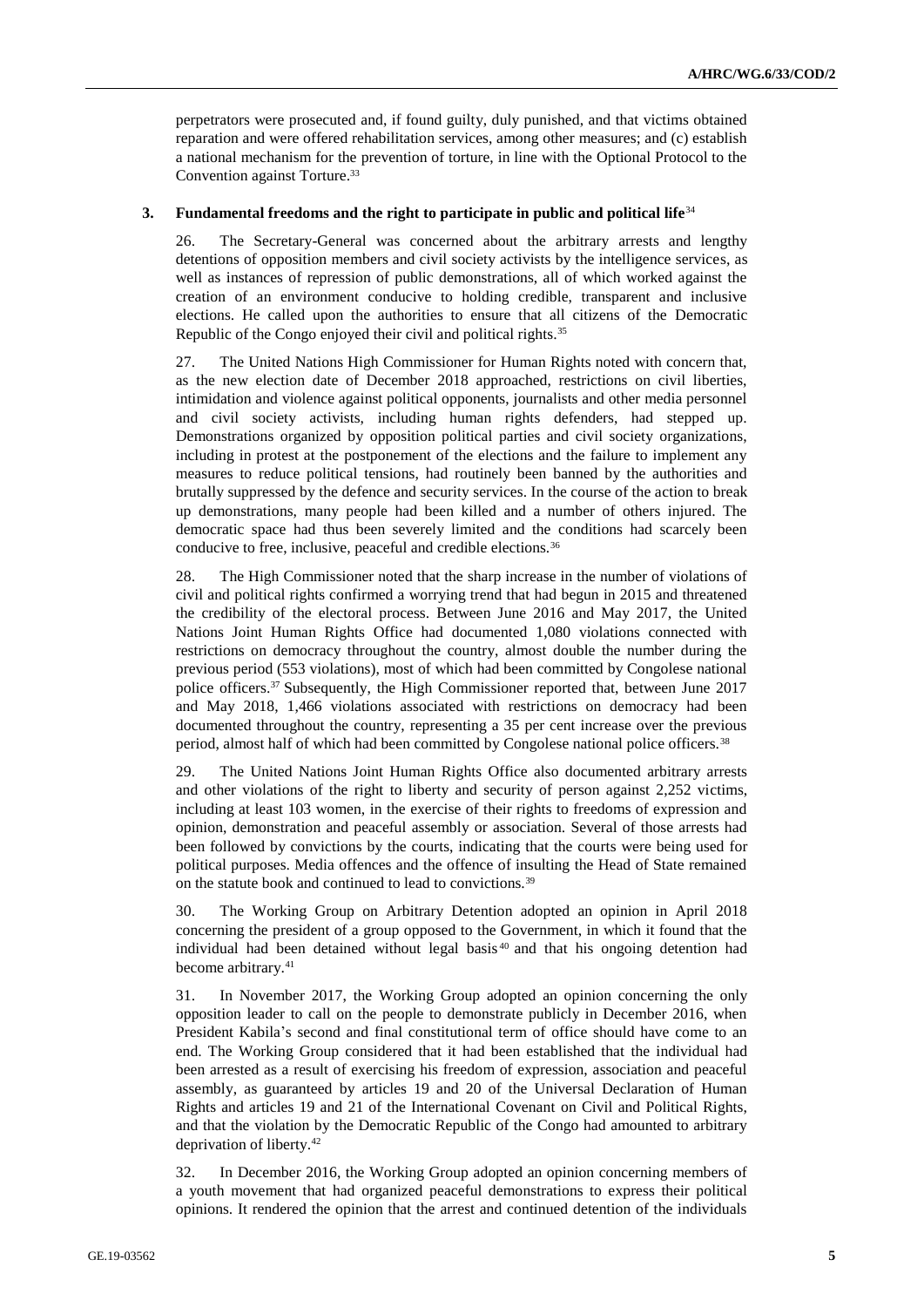perpetrators were prosecuted and, if found guilty, duly punished, and that victims obtained reparation and were offered rehabilitation services, among other measures; and (c) establish a national mechanism for the prevention of torture, in line with the Optional Protocol to the Convention against Torture.[33]

### 3. Fundamental freedoms and the right to participate in public and political life[34]

26. The Secretary-General was concerned about the arbitrary arrests and lengthy detentions of opposition members and civil society activists by the intelligence services, as well as instances of repression of public demonstrations, all of which worked against the creation of an environment conducive to holding credible, transparent and inclusive elections. He called upon the authorities to ensure that all citizens of the Democratic Republic of the Congo enjoyed their civil and political rights.[35]

27. The United Nations High Commissioner for Human Rights noted with concern that, as the new election date of December 2018 approached, restrictions on civil liberties, intimidation and violence against political opponents, journalists and other media personnel and civil society activists, including human rights defenders, had stepped up. Demonstrations organized by opposition political parties and civil society organizations, including in protest at the postponement of the elections and the failure to implement any measures to reduce political tensions, had routinely been banned by the authorities and brutally suppressed by the defence and security services. In the course of the action to break up demonstrations, many people had been killed and a number of others injured. The democratic space had thus been severely limited and the conditions had scarcely been conducive to free, inclusive, peaceful and credible elections.[36]

28. The High Commissioner noted that the sharp increase in the number of violations of civil and political rights confirmed a worrying trend that had begun in 2015 and threatened the credibility of the electoral process. Between June 2016 and May 2017, the United Nations Joint Human Rights Office had documented 1,080 violations connected with restrictions on democracy throughout the country, almost double the number during the previous period (553 violations), most of which had been committed by Congolese national police officers.[37] Subsequently, the High Commissioner reported that, between June 2017 and May 2018, 1,466 violations associated with restrictions on democracy had been documented throughout the country, representing a 35 per cent increase over the previous period, almost half of which had been committed by Congolese national police officers.[38]

29. The United Nations Joint Human Rights Office also documented arbitrary arrests and other violations of the right to liberty and security of person against 2,252 victims, including at least 103 women, in the exercise of their rights to freedoms of expression and opinion, demonstration and peaceful assembly or association. Several of those arrests had been followed by convictions by the courts, indicating that the courts were being used for political purposes. Media offences and the offence of insulting the Head of State remained on the statute book and continued to lead to convictions.[39]

30. The Working Group on Arbitrary Detention adopted an opinion in April 2018 concerning the president of a group opposed to the Government, in which it found that the individual had been detained without legal basis[40] and that his ongoing detention had become arbitrary.[41]

31. In November 2017, the Working Group adopted an opinion concerning the only opposition leader to call on the people to demonstrate publicly in December 2016, when President Kabila's second and final constitutional term of office should have come to an end. The Working Group considered that it had been established that the individual had been arrested as a result of exercising his freedom of expression, association and peaceful assembly, as guaranteed by articles 19 and 20 of the Universal Declaration of Human Rights and articles 19 and 21 of the International Covenant on Civil and Political Rights, and that the violation by the Democratic Republic of the Congo had amounted to arbitrary deprivation of liberty.[42]

32. In December 2016, the Working Group adopted an opinion concerning members of a youth movement that had organized peaceful demonstrations to express their political opinions. It rendered the opinion that the arrest and continued detention of the individuals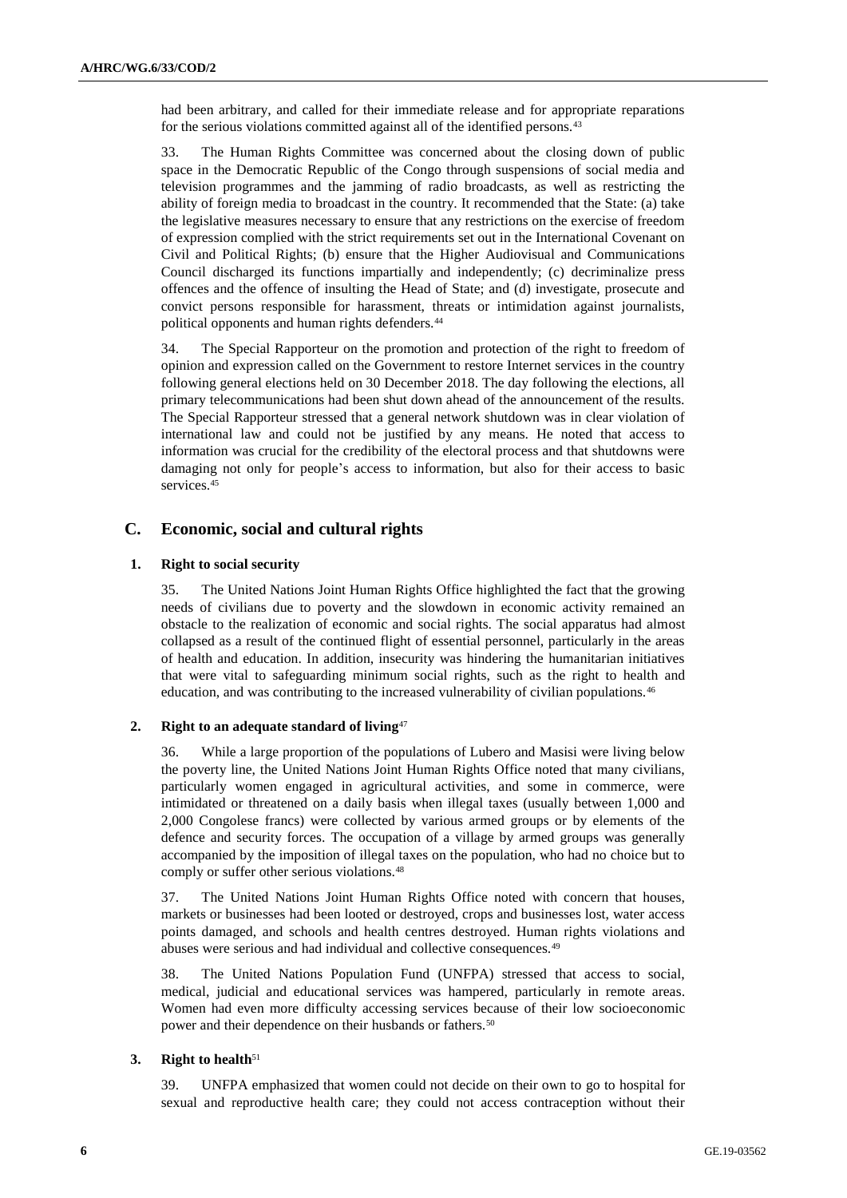had been arbitrary, and called for their immediate release and for appropriate reparations for the serious violations committed against all of the identified persons.[43]

33. The Human Rights Committee was concerned about the closing down of public space in the Democratic Republic of the Congo through suspensions of social media and television programmes and the jamming of radio broadcasts, as well as restricting the ability of foreign media to broadcast in the country. It recommended that the State: (a) take the legislative measures necessary to ensure that any restrictions on the exercise of freedom of expression complied with the strict requirements set out in the International Covenant on Civil and Political Rights; (b) ensure that the Higher Audiovisual and Communications Council discharged its functions impartially and independently; (c) decriminalize press offences and the offence of insulting the Head of State; and (d) investigate, prosecute and convict persons responsible for harassment, threats or intimidation against journalists, political opponents and human rights defenders.[44]

34. The Special Rapporteur on the promotion and protection of the right to freedom of opinion and expression called on the Government to restore Internet services in the country following general elections held on 30 December 2018. The day following the elections, all primary telecommunications had been shut down ahead of the announcement of the results. The Special Rapporteur stressed that a general network shutdown was in clear violation of international law and could not be justified by any means. He noted that access to information was crucial for the credibility of the electoral process and that shutdowns were damaging not only for people's access to information, but also for their access to basic services.[45]

## C. Economic, social and cultural rights

### 1. Right to social security

35. The United Nations Joint Human Rights Office highlighted the fact that the growing needs of civilians due to poverty and the slowdown in economic activity remained an obstacle to the realization of economic and social rights. The social apparatus had almost collapsed as a result of the continued flight of essential personnel, particularly in the areas of health and education. In addition, insecurity was hindering the humanitarian initiatives that were vital to safeguarding minimum social rights, such as the right to health and education, and was contributing to the increased vulnerability of civilian populations.[46]

### 2. Right to an adequate standard of living[47]

36. While a large proportion of the populations of Lubero and Masisi were living below the poverty line, the United Nations Joint Human Rights Office noted that many civilians, particularly women engaged in agricultural activities, and some in commerce, were intimidated or threatened on a daily basis when illegal taxes (usually between 1,000 and 2,000 Congolese francs) were collected by various armed groups or by elements of the defence and security forces. The occupation of a village by armed groups was generally accompanied by the imposition of illegal taxes on the population, who had no choice but to comply or suffer other serious violations.[48]

37. The United Nations Joint Human Rights Office noted with concern that houses, markets or businesses had been looted or destroyed, crops and businesses lost, water access points damaged, and schools and health centres destroyed. Human rights violations and abuses were serious and had individual and collective consequences.[49]

38. The United Nations Population Fund (UNFPA) stressed that access to social, medical, judicial and educational services was hampered, particularly in remote areas. Women had even more difficulty accessing services because of their low socioeconomic power and their dependence on their husbands or fathers.[50]

### 3. Right to health[51]

39. UNFPA emphasized that women could not decide on their own to go to hospital for sexual and reproductive health care; they could not access contraception without their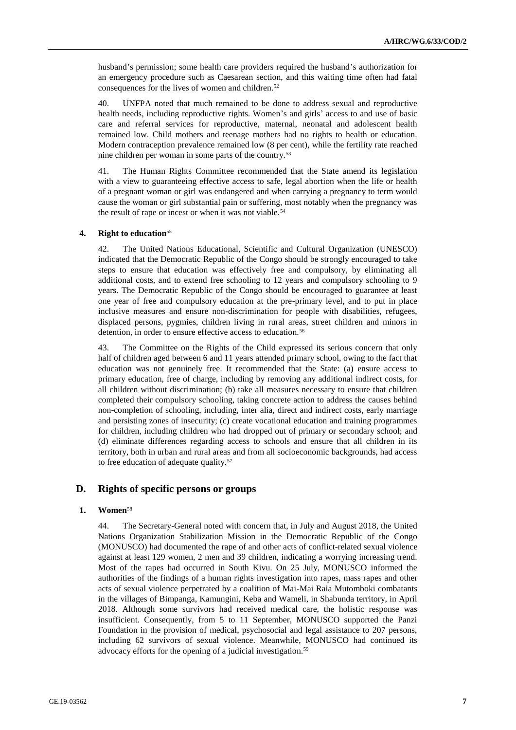husband's permission; some health care providers required the husband's authorization for an emergency procedure such as Caesarean section, and this waiting time often had fatal consequences for the lives of women and children.[52]

40. UNFPA noted that much remained to be done to address sexual and reproductive health needs, including reproductive rights. Women's and girls' access to and use of basic care and referral services for reproductive, maternal, neonatal and adolescent health remained low. Child mothers and teenage mothers had no rights to health or education. Modern contraception prevalence remained low (8 per cent), while the fertility rate reached nine children per woman in some parts of the country.[53]

41. The Human Rights Committee recommended that the State amend its legislation with a view to guaranteeing effective access to safe, legal abortion when the life or health of a pregnant woman or girl was endangered and when carrying a pregnancy to term would cause the woman or girl substantial pain or suffering, most notably when the pregnancy was the result of rape or incest or when it was not viable.[54]

#### 4. Right to education[55]

42. The United Nations Educational, Scientific and Cultural Organization (UNESCO) indicated that the Democratic Republic of the Congo should be strongly encouraged to take steps to ensure that education was effectively free and compulsory, by eliminating all additional costs, and to extend free schooling to 12 years and compulsory schooling to 9 years. The Democratic Republic of the Congo should be encouraged to guarantee at least one year of free and compulsory education at the pre-primary level, and to put in place inclusive measures and ensure non-discrimination for people with disabilities, refugees, displaced persons, pygmies, children living in rural areas, street children and minors in detention, in order to ensure effective access to education.[56]

43. The Committee on the Rights of the Child expressed its serious concern that only half of children aged between 6 and 11 years attended primary school, owing to the fact that education was not genuinely free. It recommended that the State: (a) ensure access to primary education, free of charge, including by removing any additional indirect costs, for all children without discrimination; (b) take all measures necessary to ensure that children completed their compulsory schooling, taking concrete action to address the causes behind non-completion of schooling, including, inter alia, direct and indirect costs, early marriage and persisting zones of insecurity; (c) create vocational education and training programmes for children, including children who had dropped out of primary or secondary school; and (d) eliminate differences regarding access to schools and ensure that all children in its territory, both in urban and rural areas and from all socioeconomic backgrounds, had access to free education of adequate quality.[57]

## D. Rights of specific persons or groups

#### 1. Women[58]

44. The Secretary-General noted with concern that, in July and August 2018, the United Nations Organization Stabilization Mission in the Democratic Republic of the Congo (MONUSCO) had documented the rape of and other acts of conflict-related sexual violence against at least 129 women, 2 men and 39 children, indicating a worrying increasing trend. Most of the rapes had occurred in South Kivu. On 25 July, MONUSCO informed the authorities of the findings of a human rights investigation into rapes, mass rapes and other acts of sexual violence perpetrated by a coalition of Mai-Mai Raia Mutomboki combatants in the villages of Bimpanga, Kamungini, Keba and Wameli, in Shabunda territory, in April 2018. Although some survivors had received medical care, the holistic response was insufficient. Consequently, from 5 to 11 September, MONUSCO supported the Panzi Foundation in the provision of medical, psychosocial and legal assistance to 207 persons, including 62 survivors of sexual violence. Meanwhile, MONUSCO had continued its advocacy efforts for the opening of a judicial investigation.[59]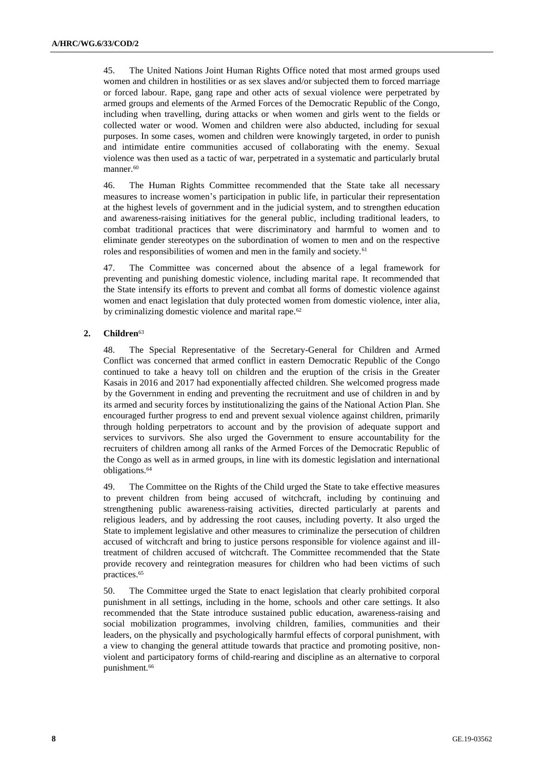45. The United Nations Joint Human Rights Office noted that most armed groups used women and children in hostilities or as sex slaves and/or subjected them to forced marriage or forced labour. Rape, gang rape and other acts of sexual violence were perpetrated by armed groups and elements of the Armed Forces of the Democratic Republic of the Congo, including when travelling, during attacks or when women and girls went to the fields or collected water or wood. Women and children were also abducted, including for sexual purposes. In some cases, women and children were knowingly targeted, in order to punish and intimidate entire communities accused of collaborating with the enemy. Sexual violence was then used as a tactic of war, perpetrated in a systematic and particularly brutal manner.[60]

46. The Human Rights Committee recommended that the State take all necessary measures to increase women's participation in public life, in particular their representation at the highest levels of government and in the judicial system, and to strengthen education and awareness-raising initiatives for the general public, including traditional leaders, to combat traditional practices that were discriminatory and harmful to women and to eliminate gender stereotypes on the subordination of women to men and on the respective roles and responsibilities of women and men in the family and society.[61]

47. The Committee was concerned about the absence of a legal framework for preventing and punishing domestic violence, including marital rape. It recommended that the State intensify its efforts to prevent and combat all forms of domestic violence against women and enact legislation that duly protected women from domestic violence, inter alia, by criminalizing domestic violence and marital rape.[62]

### 2. Children[63]

48. The Special Representative of the Secretary-General for Children and Armed Conflict was concerned that armed conflict in eastern Democratic Republic of the Congo continued to take a heavy toll on children and the eruption of the crisis in the Greater Kasais in 2016 and 2017 had exponentially affected children. She welcomed progress made by the Government in ending and preventing the recruitment and use of children in and by its armed and security forces by institutionalizing the gains of the National Action Plan. She encouraged further progress to end and prevent sexual violence against children, primarily through holding perpetrators to account and by the provision of adequate support and services to survivors. She also urged the Government to ensure accountability for the recruiters of children among all ranks of the Armed Forces of the Democratic Republic of the Congo as well as in armed groups, in line with its domestic legislation and international obligations.[64]

49. The Committee on the Rights of the Child urged the State to take effective measures to prevent children from being accused of witchcraft, including by continuing and strengthening public awareness-raising activities, directed particularly at parents and religious leaders, and by addressing the root causes, including poverty. It also urged the State to implement legislative and other measures to criminalize the persecution of children accused of witchcraft and bring to justice persons responsible for violence against and ill-treatment of children accused of witchcraft. The Committee recommended that the State provide recovery and reintegration measures for children who had been victims of such practices.[65]

50. The Committee urged the State to enact legislation that clearly prohibited corporal punishment in all settings, including in the home, schools and other care settings. It also recommended that the State introduce sustained public education, awareness-raising and social mobilization programmes, involving children, families, communities and their leaders, on the physically and psychologically harmful effects of corporal punishment, with a view to changing the general attitude towards that practice and promoting positive, non-violent and participatory forms of child-rearing and discipline as an alternative to corporal punishment.[66]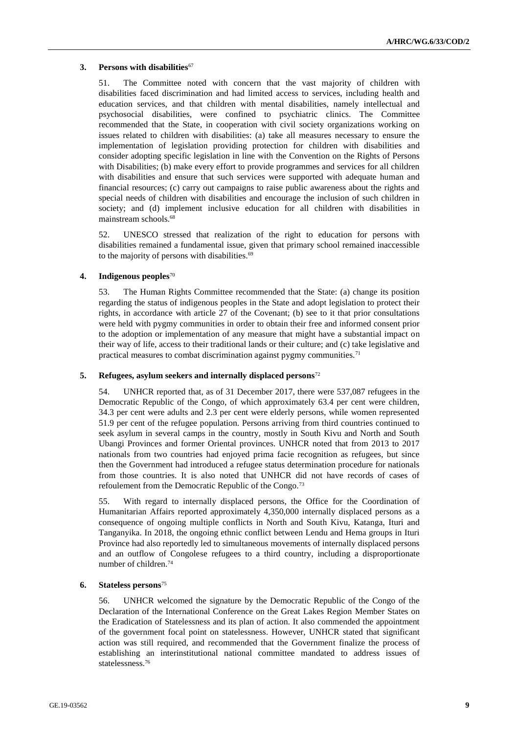### 3. Persons with disabilities[67]

51. The Committee noted with concern that the vast majority of children with disabilities faced discrimination and had limited access to services, including health and education services, and that children with mental disabilities, namely intellectual and psychosocial disabilities, were confined to psychiatric clinics. The Committee recommended that the State, in cooperation with civil society organizations working on issues related to children with disabilities: (a) take all measures necessary to ensure the implementation of legislation providing protection for children with disabilities and consider adopting specific legislation in line with the Convention on the Rights of Persons with Disabilities; (b) make every effort to provide programmes and services for all children with disabilities and ensure that such services were supported with adequate human and financial resources; (c) carry out campaigns to raise public awareness about the rights and special needs of children with disabilities and encourage the inclusion of such children in society; and (d) implement inclusive education for all children with disabilities in mainstream schools.[68]

52. UNESCO stressed that realization of the right to education for persons with disabilities remained a fundamental issue, given that primary school remained inaccessible to the majority of persons with disabilities.[69]

### 4. Indigenous peoples[70]

53. The Human Rights Committee recommended that the State: (a) change its position regarding the status of indigenous peoples in the State and adopt legislation to protect their rights, in accordance with article 27 of the Covenant; (b) see to it that prior consultations were held with pygmy communities in order to obtain their free and informed consent prior to the adoption or implementation of any measure that might have a substantial impact on their way of life, access to their traditional lands or their culture; and (c) take legislative and practical measures to combat discrimination against pygmy communities.[71]

### 5. Refugees, asylum seekers and internally displaced persons[72]

54. UNHCR reported that, as of 31 December 2017, there were 537,087 refugees in the Democratic Republic of the Congo, of which approximately 63.4 per cent were children, 34.3 per cent were adults and 2.3 per cent were elderly persons, while women represented 51.9 per cent of the refugee population. Persons arriving from third countries continued to seek asylum in several camps in the country, mostly in South Kivu and North and South Ubangi Provinces and former Oriental provinces. UNHCR noted that from 2013 to 2017 nationals from two countries had enjoyed prima facie recognition as refugees, but since then the Government had introduced a refugee status determination procedure for nationals from those countries. It is also noted that UNHCR did not have records of cases of refoulement from the Democratic Republic of the Congo.[73]

55. With regard to internally displaced persons, the Office for the Coordination of Humanitarian Affairs reported approximately 4,350,000 internally displaced persons as a consequence of ongoing multiple conflicts in North and South Kivu, Katanga, Ituri and Tanganyika. In 2018, the ongoing ethnic conflict between Lendu and Hema groups in Ituri Province had also reportedly led to simultaneous movements of internally displaced persons and an outflow of Congolese refugees to a third country, including a disproportionate number of children.[74]

### 6. Stateless persons[75]

56. UNHCR welcomed the signature by the Democratic Republic of the Congo of the Declaration of the International Conference on the Great Lakes Region Member States on the Eradication of Statelessness and its plan of action. It also commended the appointment of the government focal point on statelessness. However, UNHCR stated that significant action was still required, and recommended that the Government finalize the process of establishing an interinstitutional national committee mandated to address issues of statelessness.[76]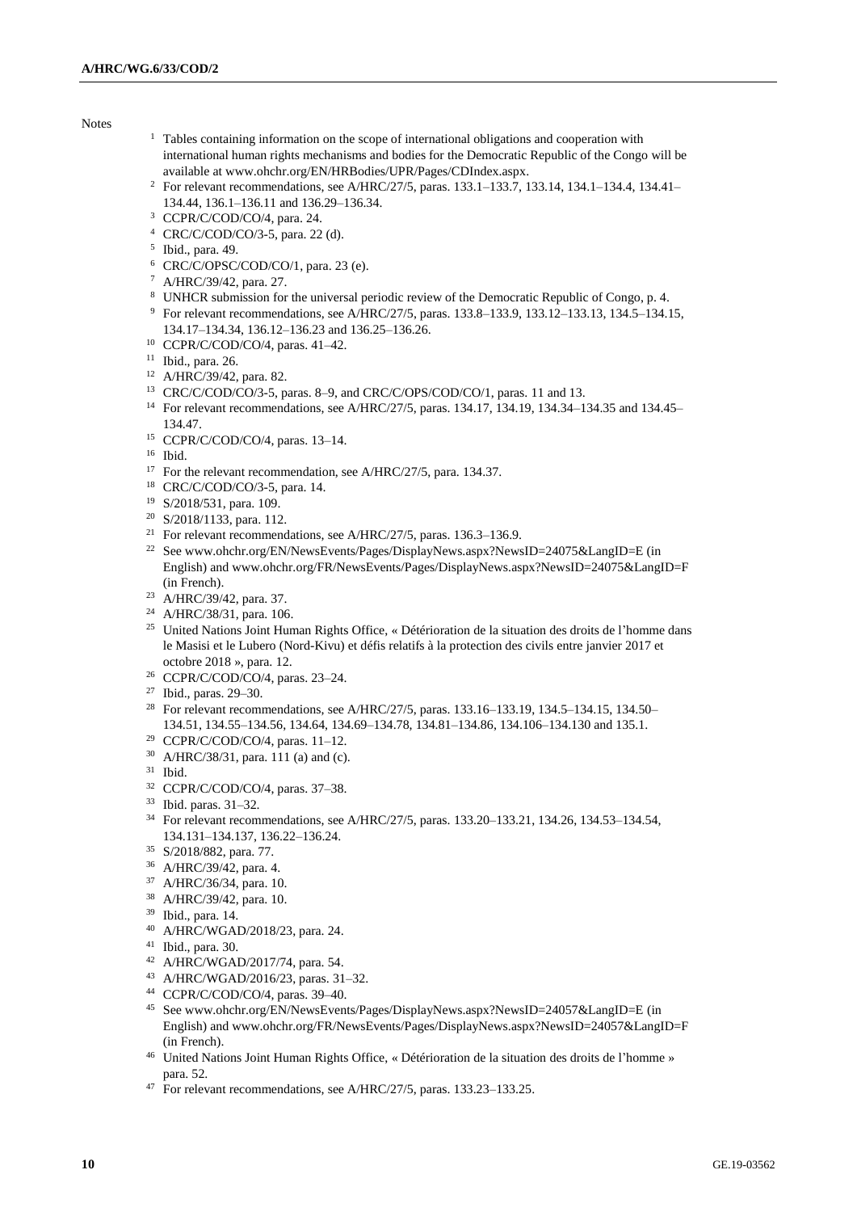Notes

[1] Tables containing information on the scope of international obligations and cooperation with international human rights mechanisms and bodies for the Democratic Republic of the Congo will be available at www.ohchr.org/EN/HRBodies/UPR/Pages/CDIndex.aspx.

[2] For relevant recommendations, see A/HRC/27/5, paras. 133.1–133.7, 133.14, 134.1–134.4, 134.41–134.44, 136.1–136.11 and 136.29–136.34.

[3] CCPR/C/COD/CO/4, para. 24.

[4] CRC/C/COD/CO/3-5, para. 22 (d).

[5] Ibid., para. 49.

[6] CRC/C/OPSC/COD/CO/1, para. 23 (e).

[7] A/HRC/39/42, para. 27.

[8] UNHCR submission for the universal periodic review of the Democratic Republic of Congo, p. 4.

[9] For relevant recommendations, see A/HRC/27/5, paras. 133.8–133.9, 133.12–133.13, 134.5–134.15, 134.17–134.34, 136.12–136.23 and 136.25–136.26.

[10] CCPR/C/COD/CO/4, paras. 41–42.

[11] Ibid., para. 26.

[12] A/HRC/39/42, para. 82.

[13] CRC/C/COD/CO/3-5, paras. 8–9, and CRC/C/OPS/COD/CO/1, paras. 11 and 13.

[14] For relevant recommendations, see A/HRC/27/5, paras. 134.17, 134.19, 134.34–134.35 and 134.45–134.47.

[15] CCPR/C/COD/CO/4, paras. 13–14.

[16] Ibid.

[17] For the relevant recommendation, see A/HRC/27/5, para. 134.37.

[18] CRC/C/COD/CO/3-5, para. 14.

[19] S/2018/531, para. 109.

[20] S/2018/1133, para. 112.

[21] For relevant recommendations, see A/HRC/27/5, paras. 136.3–136.9.

[22] See www.ohchr.org/EN/NewsEvents/Pages/DisplayNews.aspx?NewsID=24075&LangID=E (in English) and www.ohchr.org/FR/NewsEvents/Pages/DisplayNews.aspx?NewsID=24075&LangID=F (in French).

[23] A/HRC/39/42, para. 37.

[24] A/HRC/38/31, para. 106.

[25] United Nations Joint Human Rights Office, « Détérioration de la situation des droits de l'homme dans le Masisi et le Lubero (Nord-Kivu) et défis relatifs à la protection des civils entre janvier 2017 et octobre 2018 », para. 12.

[26] CCPR/C/COD/CO/4, paras. 23–24.

[27] Ibid., paras. 29–30.

[28] For relevant recommendations, see A/HRC/27/5, paras. 133.16–133.19, 134.5–134.15, 134.50–134.51, 134.55–134.56, 134.64, 134.69–134.78, 134.81–134.86, 134.106–134.130 and 135.1.

[29] CCPR/C/COD/CO/4, paras. 11–12.

[30] A/HRC/38/31, para. 111 (a) and (c).

[31] Ibid.

[32] CCPR/C/COD/CO/4, paras. 37–38.

[33] Ibid. paras. 31–32.

[34] For relevant recommendations, see A/HRC/27/5, paras. 133.20–133.21, 134.26, 134.53–134.54, 134.131–134.137, 136.22–136.24.

[35] S/2018/882, para. 77.

[36] A/HRC/39/42, para. 4.

[37] A/HRC/36/34, para. 10.

[38] A/HRC/39/42, para. 10.

[39] Ibid., para. 14.

[40] A/HRC/WGAD/2018/23, para. 24.

[41] Ibid., para. 30.

[42] A/HRC/WGAD/2017/74, para. 54.

[43] A/HRC/WGAD/2016/23, paras. 31–32.

[44] CCPR/C/COD/CO/4, paras. 39–40.

[45] See www.ohchr.org/EN/NewsEvents/Pages/DisplayNews.aspx?NewsID=24057&LangID=E (in English) and www.ohchr.org/FR/NewsEvents/Pages/DisplayNews.aspx?NewsID=24057&LangID=F (in French).

[46] United Nations Joint Human Rights Office, « Détérioration de la situation des droits de l'homme » para. 52.

[47] For relevant recommendations, see A/HRC/27/5, paras. 133.23–133.25.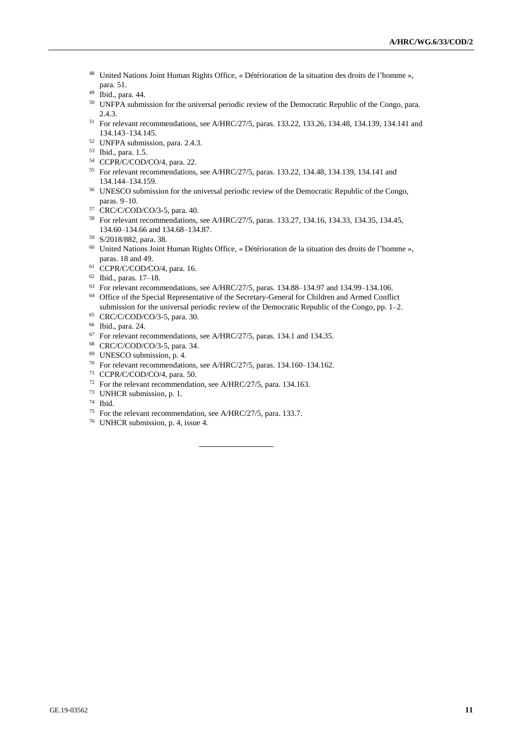[48] United Nations Joint Human Rights Office, « Détérioration de la situation des droits de l'homme », para. 51.

[49] Ibid., para. 44.

[50] UNFPA submission for the universal periodic review of the Democratic Republic of the Congo, para. 2.4.3.

[51] For relevant recommendations, see A/HRC/27/5, paras. 133.22, 133.26, 134.48, 134.139, 134.141 and 134.143–134.145.

[52] UNFPA submission, para. 2.4.3.

[53] Ibid., para. 1.5.

[54] CCPR/C/COD/CO/4, para. 22.

[55] For relevant recommendations, see A/HRC/27/5, paras. 133.22, 134.48, 134.139, 134.141 and 134.144–134.159.

[56] UNESCO submission for the universal periodic review of the Democratic Republic of the Congo, paras. 9–10.

[57] CRC/C/COD/CO/3-5, para. 40.

[58] For relevant recommendations, see A/HRC/27/5, paras. 133.27, 134.16, 134.33, 134.35, 134.45, 134.60–134.66 and 134.68–134.87.

[59] S/2018/882, para. 38.

[60] United Nations Joint Human Rights Office, « Détérioration de la situation des droits de l'homme », paras. 18 and 49.

[61] CCPR/C/COD/CO/4, para. 16.

[62] Ibid., paras. 17–18.

[63] For relevant recommendations, see A/HRC/27/5, paras. 134.88–134.97 and 134.99–134.106.

[64] Office of the Special Representative of the Secretary-General for Children and Armed Conflict submission for the universal periodic review of the Democratic Republic of the Congo, pp. 1–2.

[65] CRC/C/COD/CO/3-5, para. 30.

[66] Ibid., para. 24.

[67] For relevant recommendations, see A/HRC/27/5, paras. 134.1 and 134.35.

[68] CRC/C/COD/CO/3-5, para. 34.

[69] UNESCO submission, p. 4.

[70] For relevant recommendations, see A/HRC/27/5, paras. 134.160–134.162.

[71] CCPR/C/COD/CO/4, para. 50.

[72] For the relevant recommendation, see A/HRC/27/5, para. 134.163.

[73] UNHCR submission, p. 1.

[74] Ibid.

[75] For the relevant recommendation, see A/HRC/27/5, para. 133.7.

[76] UNHCR submission, p. 4, issue 4.